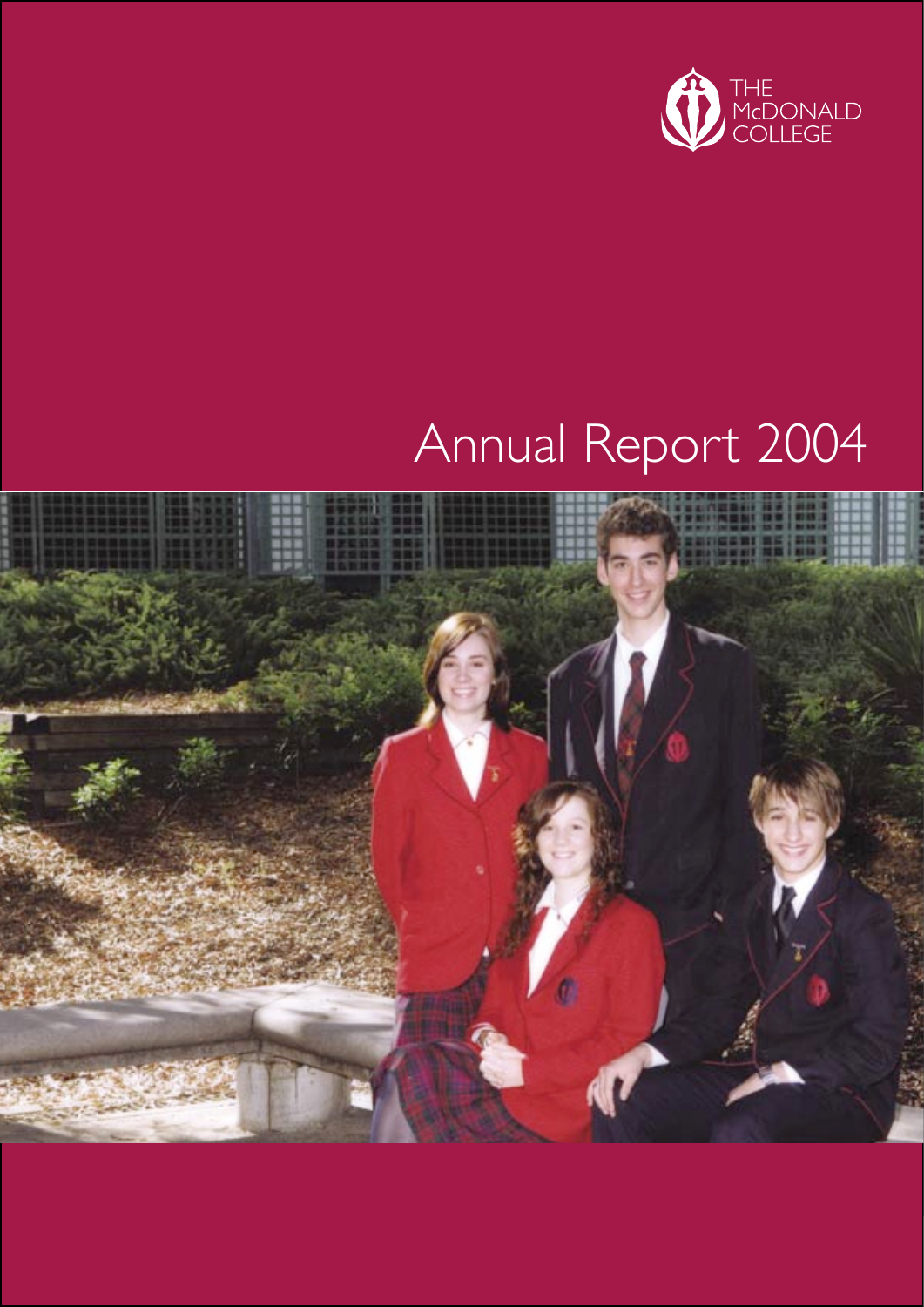THE McDONALD COLLEGE

# Annual Report 2004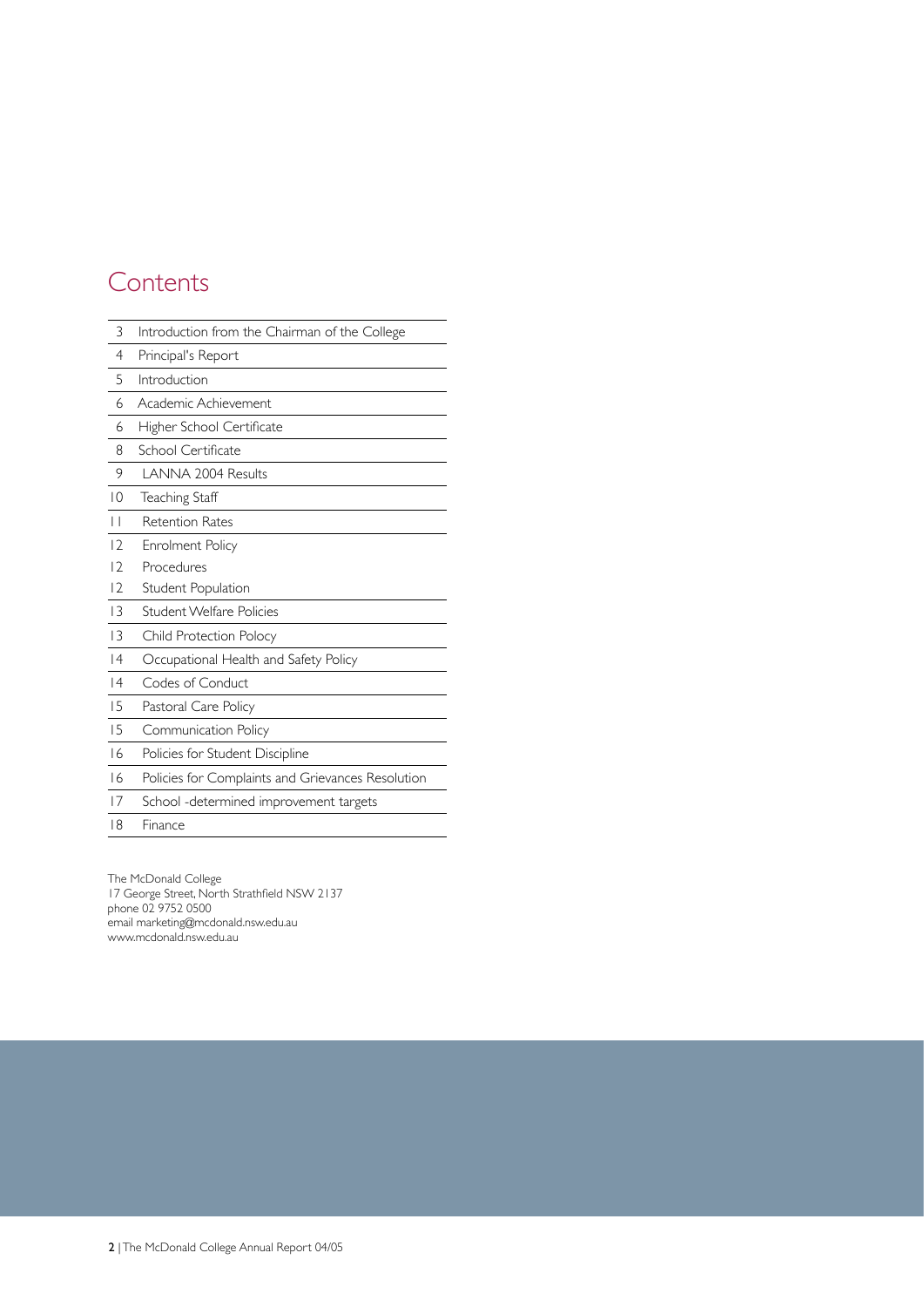# Contents

| | |
|---|---|
| 3 | Introduction from the Chairman of the College |
| 4 | Principal's Report |
| 5 | Introduction |
| 6 | Academic Achievement |
| 6 | Higher School Certificate |
| 8 | School Certificate |
| 9 | LANNA 2004 Results |
| 10 | Teaching Staff |
| 11 | Retention Rates |
| 12 | Enrolment Policy |
| 12 | Procedures |
| 12 | Student Population |
| 13 | Student Welfare Policies |
| 13 | Child Protection Polocy |
| 14 | Occupational Health and Safety Policy |
| 14 | Codes of Conduct |
| 15 | Pastoral Care Policy |
| 15 | Communication Policy |
| 16 | Policies for Student Discipline |
| 16 | Policies for Complaints and Grievances Resolution |
| 17 | School -determined improvement targets |
| 18 | Finance |

The McDonald College
17 George Street, North Strathfield NSW 2137
phone 02 9752 0500
email marketing@mcdonald.nsw.edu.au
www.mcdonald.nsw.edu.au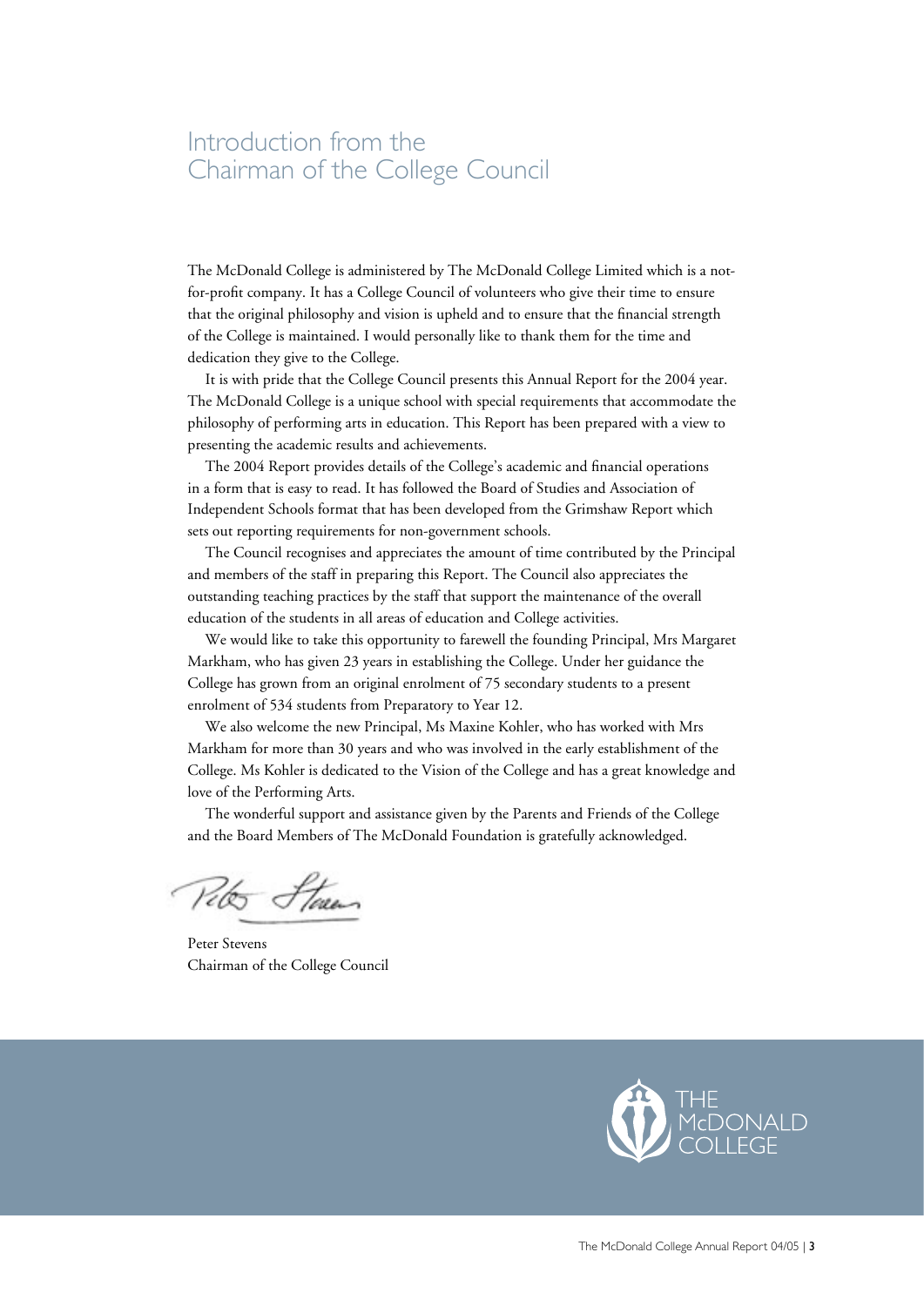# Introduction from the Chairman of the College Council

The McDonald College is administered by The McDonald College Limited which is a not-for-profit company. It has a College Council of volunteers who give their time to ensure that the original philosophy and vision is upheld and to ensure that the financial strength of the College is maintained. I would personally like to thank them for the time and dedication they give to the College.

It is with pride that the College Council presents this Annual Report for the 2004 year. The McDonald College is a unique school with special requirements that accommodate the philosophy of performing arts in education. This Report has been prepared with a view to presenting the academic results and achievements.

The 2004 Report provides details of the College's academic and financial operations in a form that is easy to read. It has followed the Board of Studies and Association of Independent Schools format that has been developed from the Grimshaw Report which sets out reporting requirements for non-government schools.

The Council recognises and appreciates the amount of time contributed by the Principal and members of the staff in preparing this Report. The Council also appreciates the outstanding teaching practices by the staff that support the maintenance of the overall education of the students in all areas of education and College activities.

We would like to take this opportunity to farewell the founding Principal, Mrs Margaret Markham, who has given 23 years in establishing the College. Under her guidance the College has grown from an original enrolment of 75 secondary students to a present enrolment of 534 students from Preparatory to Year 12.

We also welcome the new Principal, Ms Maxine Kohler, who has worked with Mrs Markham for more than 30 years and who was involved in the early establishment of the College. Ms Kohler is dedicated to the Vision of the College and has a great knowledge and love of the Performing Arts.

The wonderful support and assistance given by the Parents and Friends of the College and the Board Members of The McDonald Foundation is gratefully acknowledged.

Peter Stevens
Chairman of the College Council

THE McDONALD COLLEGE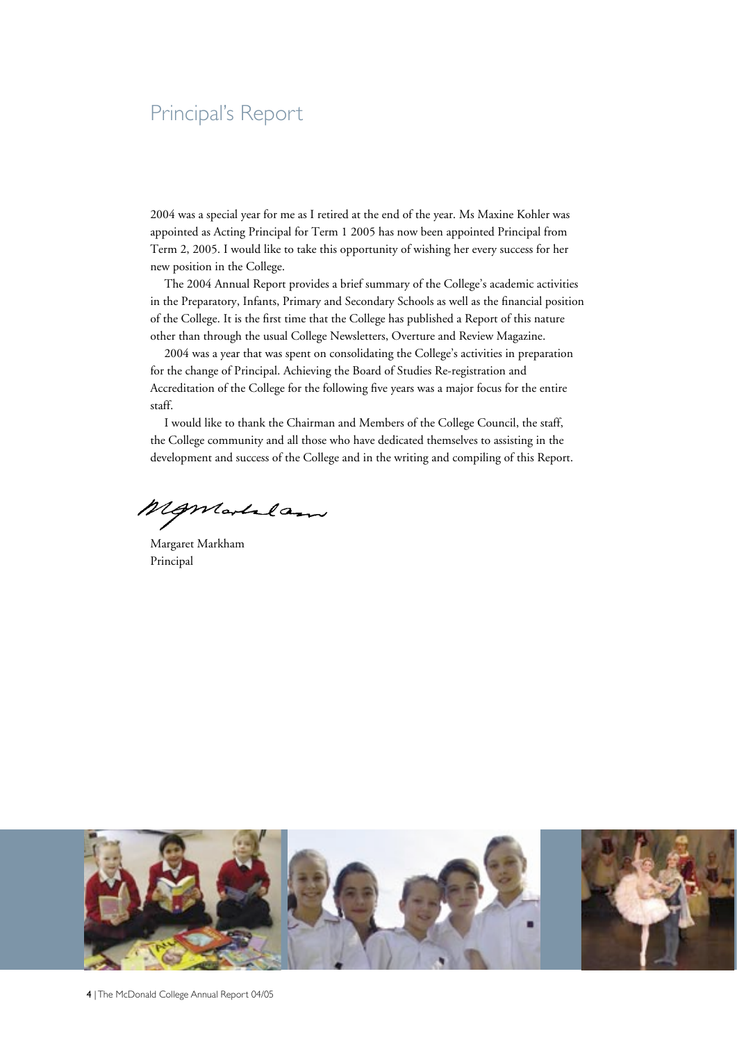# Principal's Report

2004 was a special year for me as I retired at the end of the year. Ms Maxine Kohler was appointed as Acting Principal for Term 1 2005 has now been appointed Principal from Term 2, 2005. I would like to take this opportunity of wishing her every success for her new position in the College.

The 2004 Annual Report provides a brief summary of the College's academic activities in the Preparatory, Infants, Primary and Secondary Schools as well as the financial position of the College. It is the first time that the College has published a Report of this nature other than through the usual College Newsletters, Overture and Review Magazine.

2004 was a year that was spent on consolidating the College's activities in preparation for the change of Principal. Achieving the Board of Studies Re-registration and Accreditation of the College for the following five years was a major focus for the entire staff.

I would like to thank the Chairman and Members of the College Council, the staff, the College community and all those who have dedicated themselves to assisting in the development and success of the College and in the writing and compiling of this Report.

Margaret Markham
Principal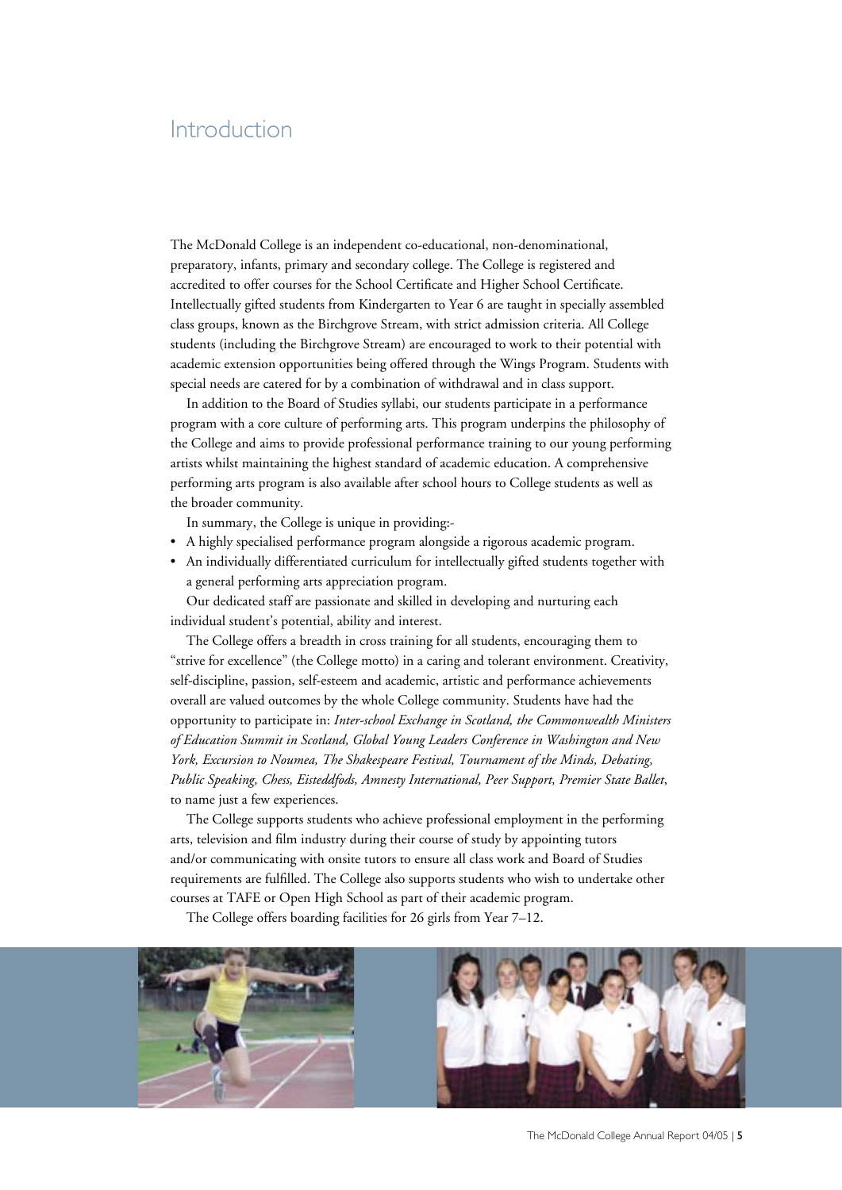# Introduction

The McDonald College is an independent co-educational, non-denominational, preparatory, infants, primary and secondary college. The College is registered and accredited to offer courses for the School Certificate and Higher School Certificate. Intellectually gifted students from Kindergarten to Year 6 are taught in specially assembled class groups, known as the Birchgrove Stream, with strict admission criteria. All College students (including the Birchgrove Stream) are encouraged to work to their potential with academic extension opportunities being offered through the Wings Program. Students with special needs are catered for by a combination of withdrawal and in class support.

In addition to the Board of Studies syllabi, our students participate in a performance program with a core culture of performing arts. This program underpins the philosophy of the College and aims to provide professional performance training to our young performing artists whilst maintaining the highest standard of academic education. A comprehensive performing arts program is also available after school hours to College students as well as the broader community.

In summary, the College is unique in providing:-

- A highly specialised performance program alongside a rigorous academic program.
- An individually differentiated curriculum for intellectually gifted students together with a general performing arts appreciation program.

Our dedicated staff are passionate and skilled in developing and nurturing each individual student's potential, ability and interest.

The College offers a breadth in cross training for all students, encouraging them to "strive for excellence" (the College motto) in a caring and tolerant environment. Creativity, self-discipline, passion, self-esteem and academic, artistic and performance achievements overall are valued outcomes by the whole College community. Students have had the opportunity to participate in: *Inter-school Exchange in Scotland, the Commonwealth Ministers of Education Summit in Scotland, Global Young Leaders Conference in Washington and New York, Excursion to Noumea, The Shakespeare Festival, Tournament of the Minds, Debating, Public Speaking, Chess, Eisteddfods, Amnesty International, Peer Support, Premier State Ballet*, to name just a few experiences.

The College supports students who achieve professional employment in the performing arts, television and film industry during their course of study by appointing tutors and/or communicating with onsite tutors to ensure all class work and Board of Studies requirements are fulfilled. The College also supports students who wish to undertake other courses at TAFE or Open High School as part of their academic program.

The College offers boarding facilities for 26 girls from Year 7–12.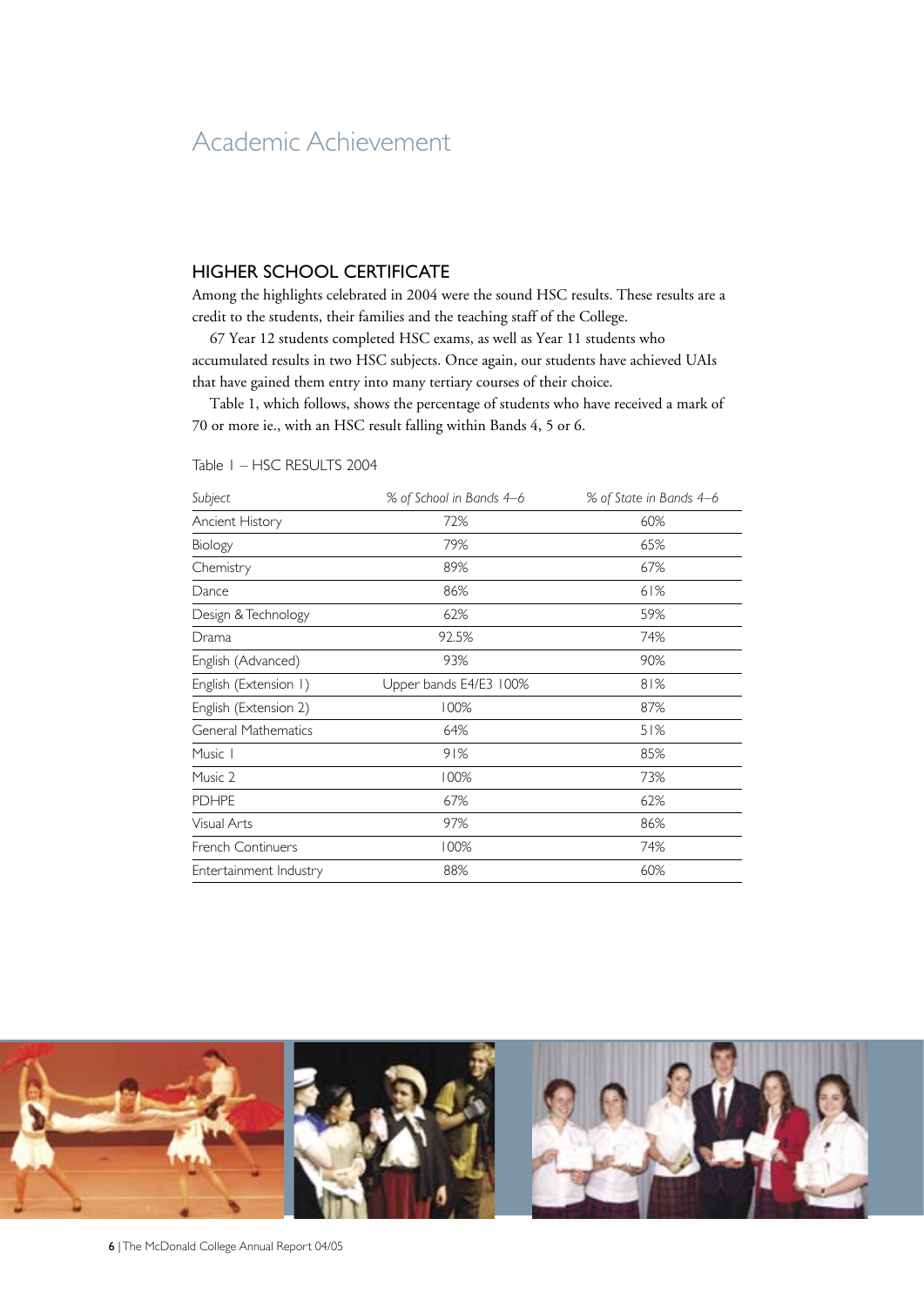# Academic Achievement

## HIGHER SCHOOL CERTIFICATE

Among the highlights celebrated in 2004 were the sound HSC results. These results are a credit to the students, their families and the teaching staff of the College.

67 Year 12 students completed HSC exams, as well as Year 11 students who accumulated results in two HSC subjects. Once again, our students have achieved UAIs that have gained them entry into many tertiary courses of their choice.

Table 1, which follows, shows the percentage of students who have received a mark of 70 or more ie., with an HSC result falling within Bands 4, 5 or 6.

Table 1 – HSC RESULTS 2004

| *Subject* | *% of School in Bands 4–6* | *% of State in Bands 4–6* |
|---|---|---|
| Ancient History | 72% | 60% |
| Biology | 79% | 65% |
| Chemistry | 89% | 67% |
| Dance | 86% | 61% |
| Design & Technology | 62% | 59% |
| Drama | 92.5% | 74% |
| English (Advanced) | 93% | 90% |
| English (Extension 1) | Upper bands E4/E3 100% | 81% |
| English (Extension 2) | 100% | 87% |
| General Mathematics | 64% | 51% |
| Music 1 | 91% | 85% |
| Music 2 | 100% | 73% |
| PDHPE | 67% | 62% |
| Visual Arts | 97% | 86% |
| French Continuers | 100% | 74% |
| Entertainment Industry | 88% | 60% |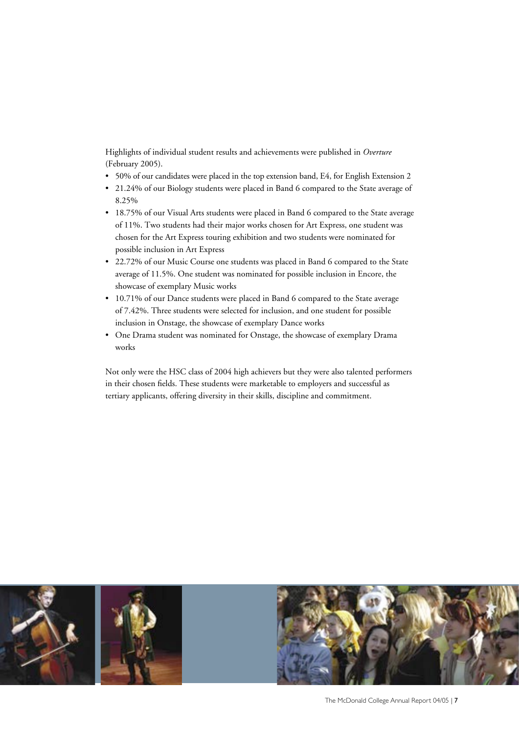Highlights of individual student results and achievements were published in *Overture* (February 2005).

- 50% of our candidates were placed in the top extension band, E4, for English Extension 2
- 21.24% of our Biology students were placed in Band 6 compared to the State average of 8.25%
- 18.75% of our Visual Arts students were placed in Band 6 compared to the State average of 11%. Two students had their major works chosen for Art Express, one student was chosen for the Art Express touring exhibition and two students were nominated for possible inclusion in Art Express
- 22.72% of our Music Course one students was placed in Band 6 compared to the State average of 11.5%. One student was nominated for possible inclusion in Encore, the showcase of exemplary Music works
- 10.71% of our Dance students were placed in Band 6 compared to the State average of 7.42%. Three students were selected for inclusion, and one student for possible inclusion in Onstage, the showcase of exemplary Dance works
- One Drama student was nominated for Onstage, the showcase of exemplary Drama works

Not only were the HSC class of 2004 high achievers but they were also talented performers in their chosen fields. These students were marketable to employers and successful as tertiary applicants, offering diversity in their skills, discipline and commitment.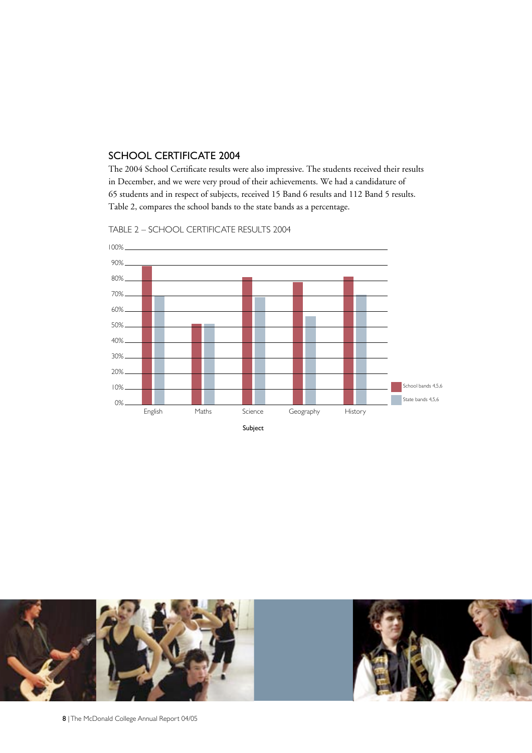## SCHOOL CERTIFICATE 2004

The 2004 School Certificate results were also impressive. The students received their results in December, and we were very proud of their achievements. We had a candidature of 65 students and in respect of subjects, received 15 Band 6 results and 112 Band 5 results. Table 2, compares the school bands to the state bands as a percentage.

TABLE 2 – SCHOOL CERTIFICATE RESULTS 2004

| Subject | School bands 4,5,6 | State bands 4,5,6 |
|---|---|---|
| English | ~89% | ~70% |
| Maths | ~52% | ~52% |
| Science | ~82% | ~69% |
| Geography | ~79% | ~57% |
| History | ~82% | ~71% |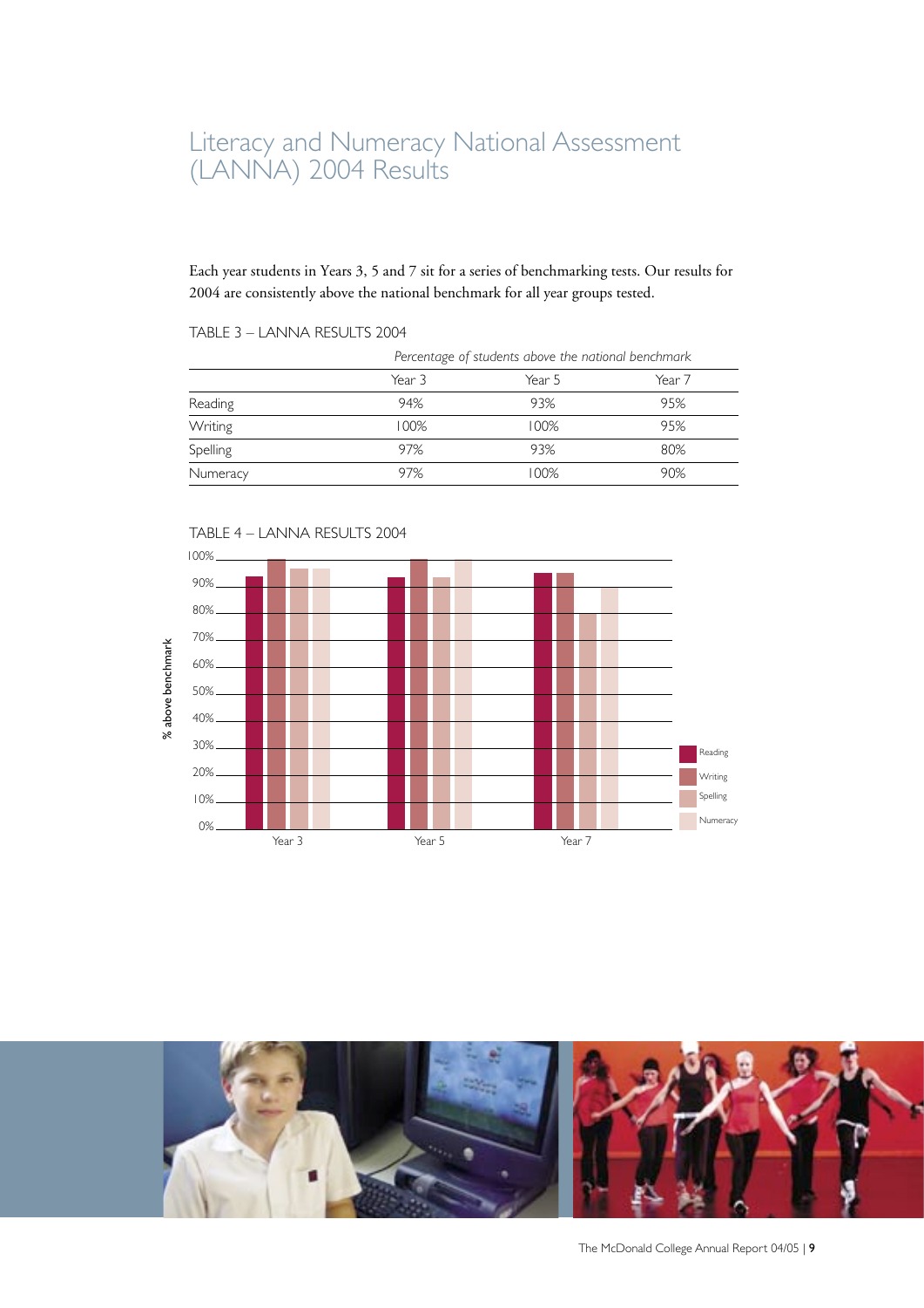# Literacy and Numeracy National Assessment (LANNA) 2004 Results

Each year students in Years 3, 5 and 7 sit for a series of benchmarking tests. Our results for 2004 are consistently above the national benchmark for all year groups tested.

TABLE 3 – LANNA RESULTS 2004

| | *Percentage of students above the national benchmark* | | |
|---|---|---|---|
| | Year 3 | Year 5 | Year 7 |
| Reading | 94% | 93% | 95% |
| Writing | 100% | 100% | 95% |
| Spelling | 97% | 93% | 80% |
| Numeracy | 97% | 100% | 90% |

TABLE 4 – LANNA RESULTS 2004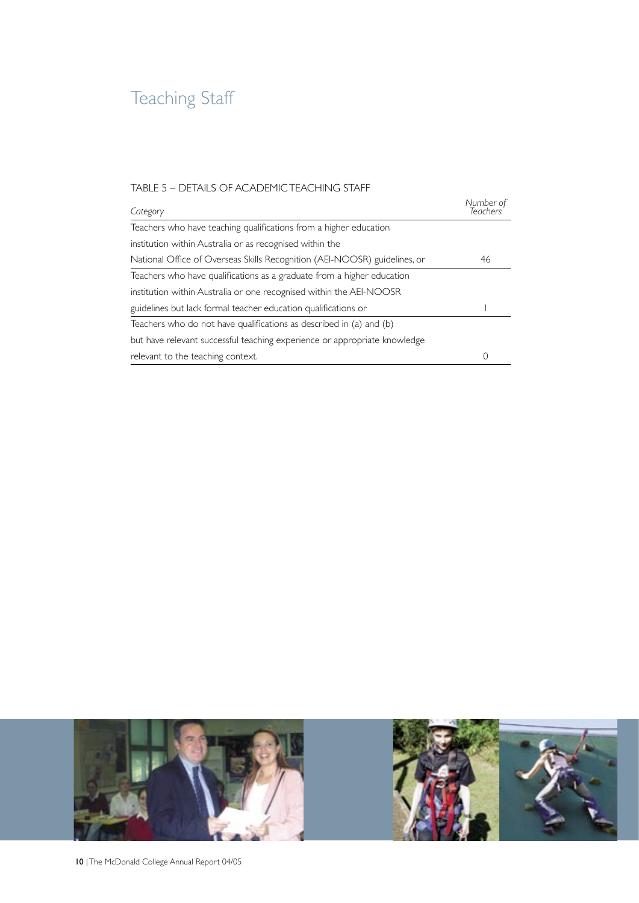# Teaching Staff

TABLE 5 – DETAILS OF ACADEMIC TEACHING STAFF

| *Category* | *Number of Teachers* |
|---|---|
| Teachers who have teaching qualifications from a higher education institution within Australia or as recognised within the National Office of Overseas Skills Recognition (AEI-NOOSR) guidelines, or | 46 |
| Teachers who have qualifications as a graduate from a higher education institution within Australia or one recognised within the AEI-NOOSR guidelines but lack formal teacher education qualifications or | 1 |
| Teachers who do not have qualifications as described in (a) and (b) but have relevant successful teaching experience or appropriate knowledge relevant to the teaching context. | 0 |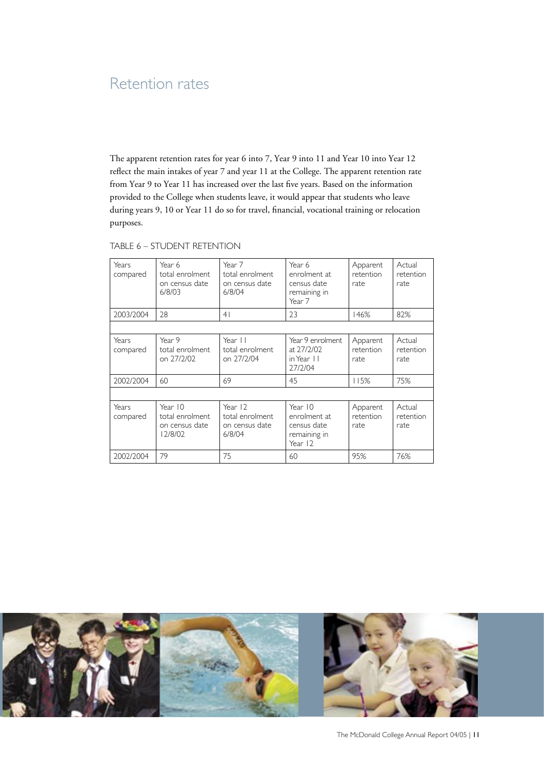# Retention rates

The apparent retention rates for year 6 into 7, Year 9 into 11 and Year 10 into Year 12 reflect the main intakes of year 7 and year 11 at the College. The apparent retention rate from Year 9 to Year 11 has increased over the last five years. Based on the information provided to the College when students leave, it would appear that students who leave during years 9, 10 or Year 11 do so for travel, financial, vocational training or relocation purposes.

TABLE 6 – STUDENT RETENTION

| Years compared | Year 6 total enrolment on census date 6/8/03 | Year 7 total enrolment on census date 6/8/04 | Year 6 enrolment at census date remaining in Year 7 | Apparent retention rate | Actual retention rate |
|---|---|---|---|---|---|
| 2003/2004 | 28 | 41 | 23 | 146% | 82% |
| | | | | | |
| **Years compared** | **Year 9 total enrolment on 27/2/02** | **Year 11 total enrolment on 27/2/04** | **Year 9 enrolment at 27/2/02 in Year 11 27/2/04** | **Apparent retention rate** | **Actual retention rate** |
| 2002/2004 | 60 | 69 | 45 | 115% | 75% |
| | | | | | |
| **Years compared** | **Year 10 total enrolment on census date 12/8/02** | **Year 12 total enrolment on census date 6/8/04** | **Year 10 enrolment at census date remaining in Year 12** | **Apparent retention rate** | **Actual retention rate** |
| 2002/2004 | 79 | 75 | 60 | 95% | 76% |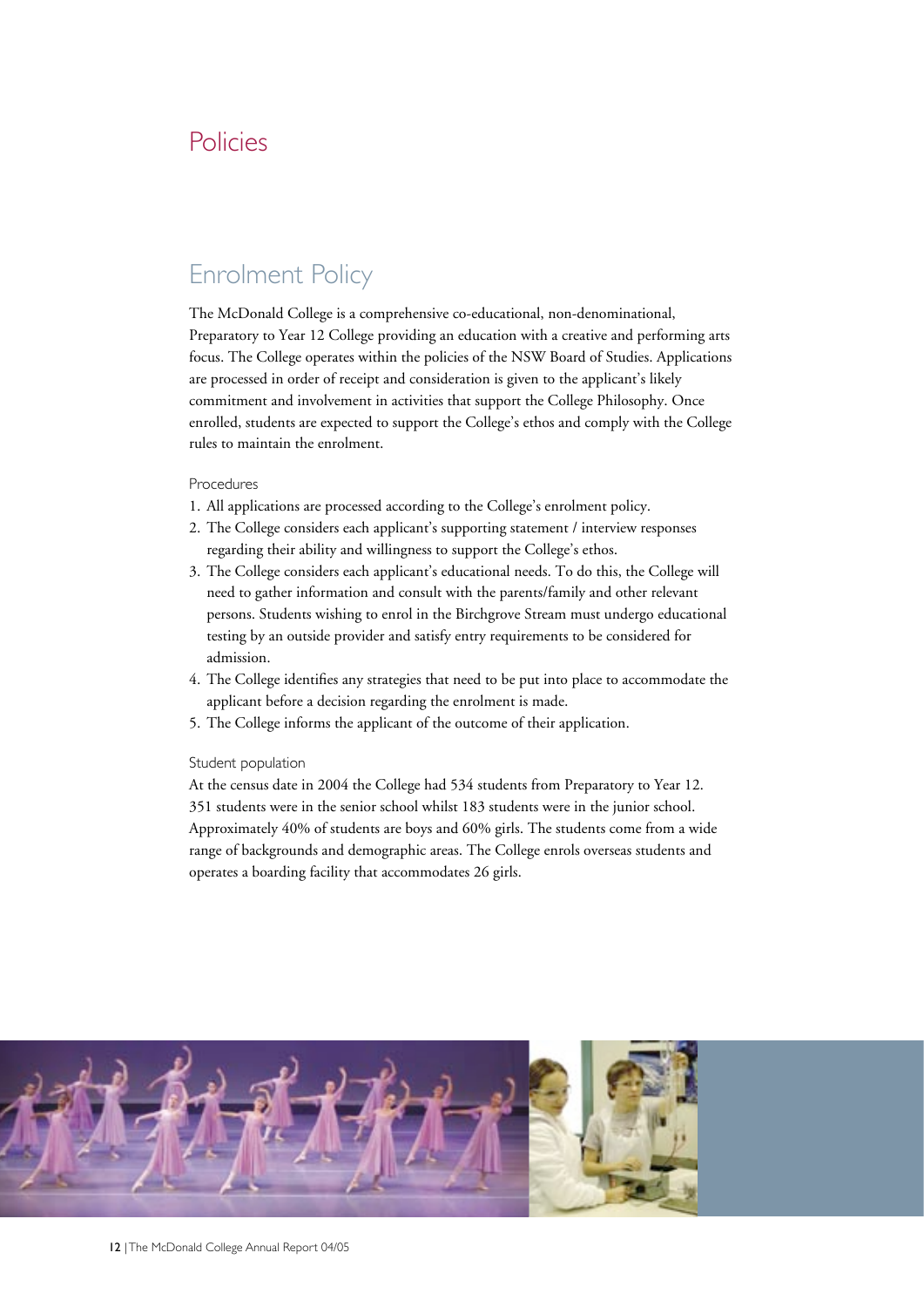# Policies

## Enrolment Policy

The McDonald College is a comprehensive co-educational, non-denominational, Preparatory to Year 12 College providing an education with a creative and performing arts focus. The College operates within the policies of the NSW Board of Studies. Applications are processed in order of receipt and consideration is given to the applicant's likely commitment and involvement in activities that support the College Philosophy. Once enrolled, students are expected to support the College's ethos and comply with the College rules to maintain the enrolment.

### Procedures

1. All applications are processed according to the College's enrolment policy.
2. The College considers each applicant's supporting statement / interview responses regarding their ability and willingness to support the College's ethos.
3. The College considers each applicant's educational needs. To do this, the College will need to gather information and consult with the parents/family and other relevant persons. Students wishing to enrol in the Birchgrove Stream must undergo educational testing by an outside provider and satisfy entry requirements to be considered for admission.
4. The College identifies any strategies that need to be put into place to accommodate the applicant before a decision regarding the enrolment is made.
5. The College informs the applicant of the outcome of their application.

### Student population

At the census date in 2004 the College had 534 students from Preparatory to Year 12. 351 students were in the senior school whilst 183 students were in the junior school. Approximately 40% of students are boys and 60% girls. The students come from a wide range of backgrounds and demographic areas. The College enrols overseas students and operates a boarding facility that accommodates 26 girls.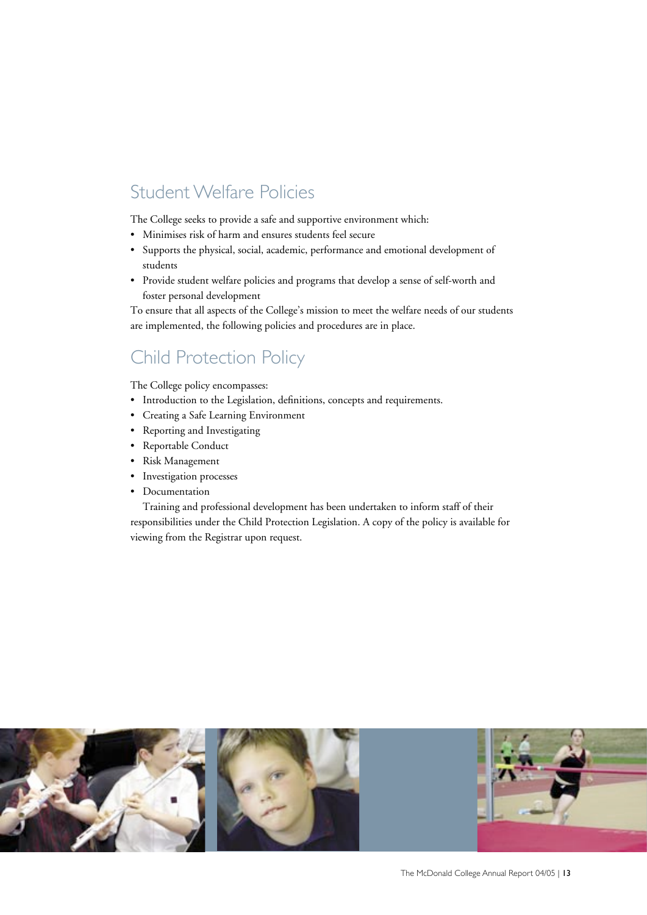## Student Welfare Policies

The College seeks to provide a safe and supportive environment which:

- Minimises risk of harm and ensures students feel secure
- Supports the physical, social, academic, performance and emotional development of students
- Provide student welfare policies and programs that develop a sense of self-worth and foster personal development

To ensure that all aspects of the College's mission to meet the welfare needs of our students are implemented, the following policies and procedures are in place.

## Child Protection Policy

The College policy encompasses:

- Introduction to the Legislation, definitions, concepts and requirements.
- Creating a Safe Learning Environment
- Reporting and Investigating
- Reportable Conduct
- Risk Management
- Investigation processes
- Documentation

Training and professional development has been undertaken to inform staff of their responsibilities under the Child Protection Legislation. A copy of the policy is available for viewing from the Registrar upon request.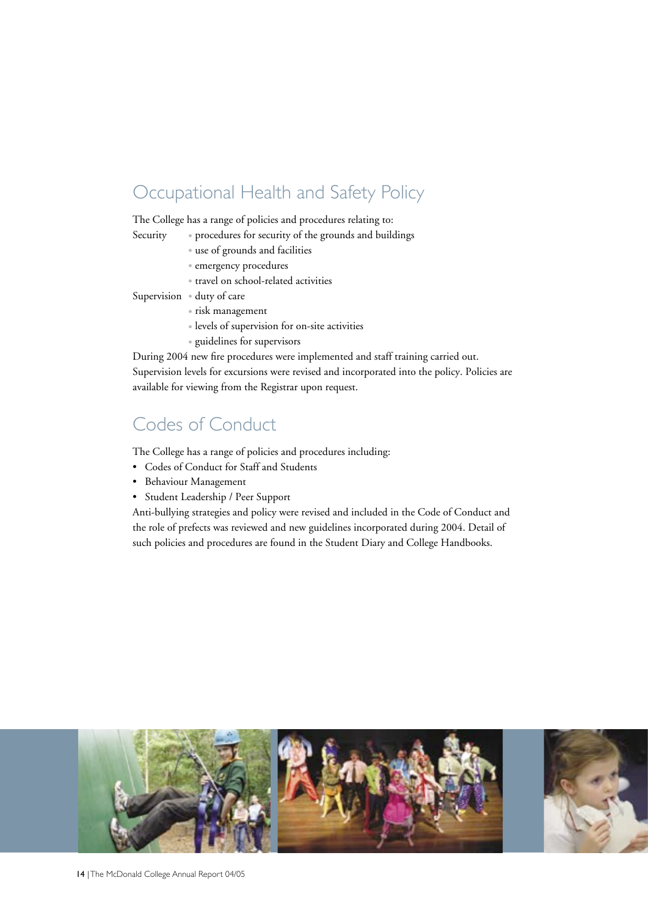## Occupational Health and Safety Policy

The College has a range of policies and procedures relating to:

Security
- procedures for security of the grounds and buildings
- use of grounds and facilities
- emergency procedures
- travel on school-related activities

Supervision
- duty of care
- risk management
- levels of supervision for on-site activities
- guidelines for supervisors

During 2004 new fire procedures were implemented and staff training carried out. Supervision levels for excursions were revised and incorporated into the policy. Policies are available for viewing from the Registrar upon request.

## Codes of Conduct

The College has a range of policies and procedures including:

- Codes of Conduct for Staff and Students
- Behaviour Management
- Student Leadership / Peer Support

Anti-bullying strategies and policy were revised and included in the Code of Conduct and the role of prefects was reviewed and new guidelines incorporated during 2004. Detail of such policies and procedures are found in the Student Diary and College Handbooks.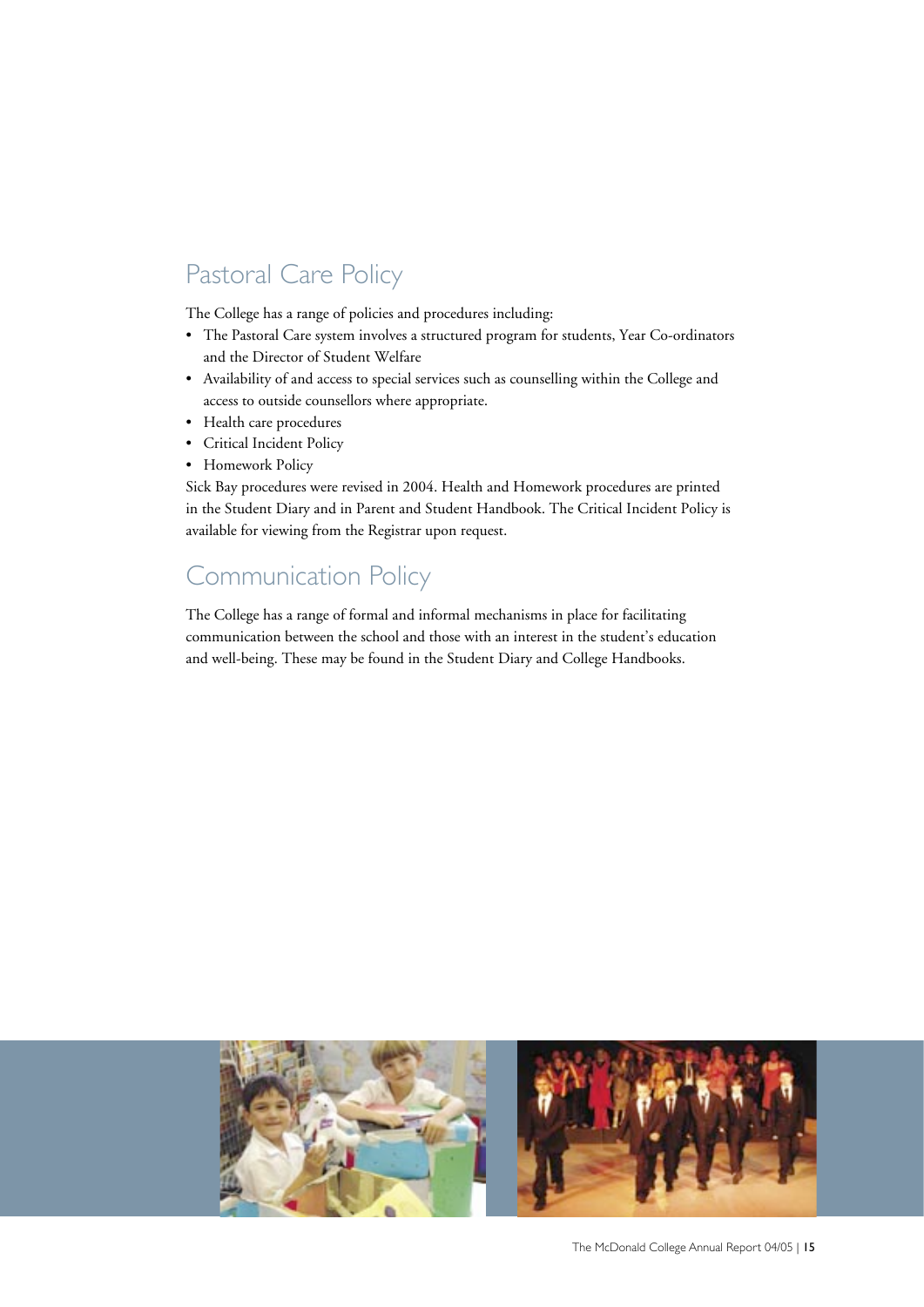## Pastoral Care Policy

The College has a range of policies and procedures including:

- The Pastoral Care system involves a structured program for students, Year Co-ordinators and the Director of Student Welfare
- Availability of and access to special services such as counselling within the College and access to outside counsellors where appropriate.
- Health care procedures
- Critical Incident Policy
- Homework Policy

Sick Bay procedures were revised in 2004. Health and Homework procedures are printed in the Student Diary and in Parent and Student Handbook. The Critical Incident Policy is available for viewing from the Registrar upon request.

## Communication Policy

The College has a range of formal and informal mechanisms in place for facilitating communication between the school and those with an interest in the student's education and well-being. These may be found in the Student Diary and College Handbooks.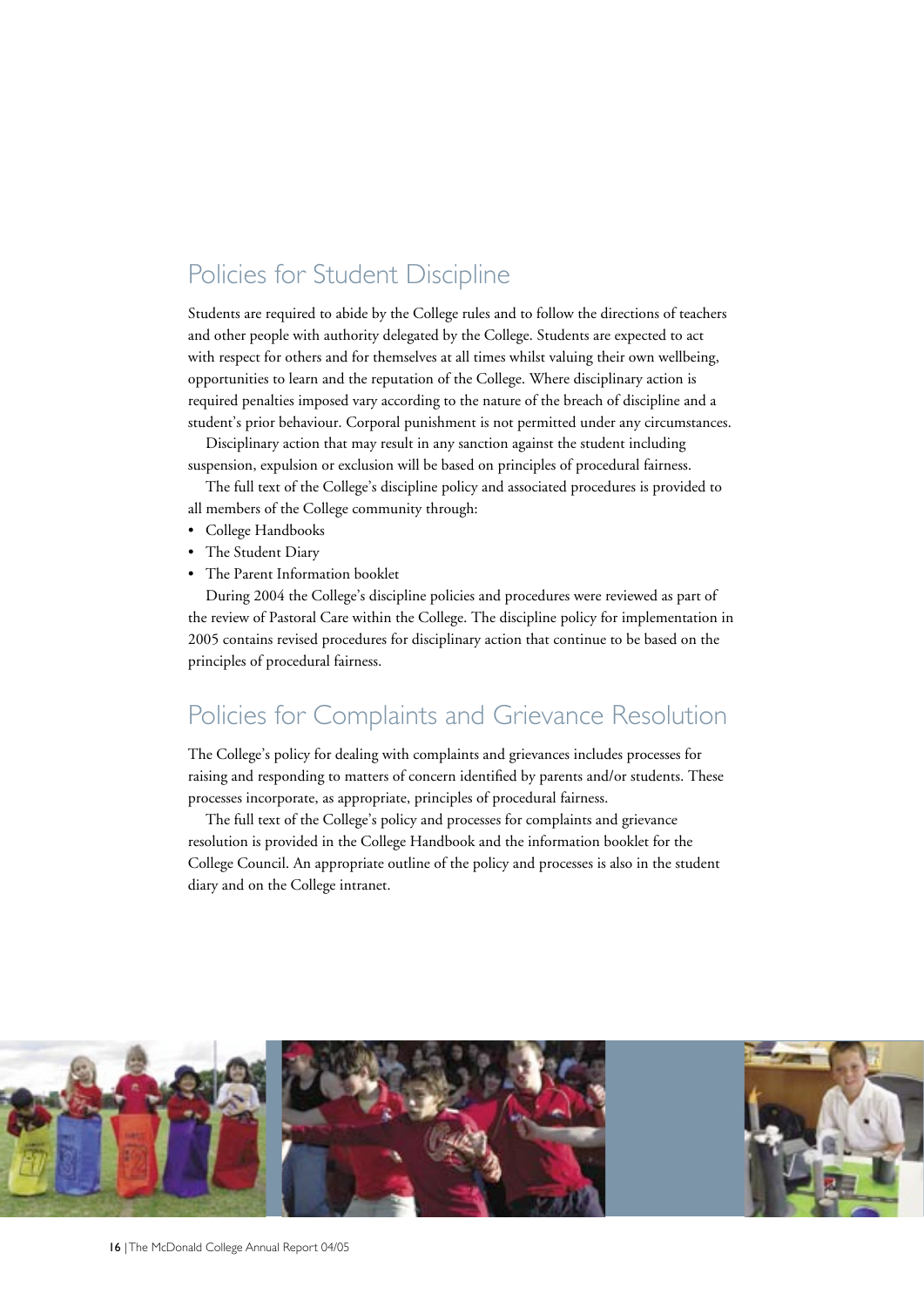## Policies for Student Discipline

Students are required to abide by the College rules and to follow the directions of teachers and other people with authority delegated by the College. Students are expected to act with respect for others and for themselves at all times whilst valuing their own wellbeing, opportunities to learn and the reputation of the College. Where disciplinary action is required penalties imposed vary according to the nature of the breach of discipline and a student's prior behaviour. Corporal punishment is not permitted under any circumstances.

Disciplinary action that may result in any sanction against the student including suspension, expulsion or exclusion will be based on principles of procedural fairness.

The full text of the College's discipline policy and associated procedures is provided to all members of the College community through:

- College Handbooks
- The Student Diary
- The Parent Information booklet

During 2004 the College's discipline policies and procedures were reviewed as part of the review of Pastoral Care within the College. The discipline policy for implementation in 2005 contains revised procedures for disciplinary action that continue to be based on the principles of procedural fairness.

## Policies for Complaints and Grievance Resolution

The College's policy for dealing with complaints and grievances includes processes for raising and responding to matters of concern identified by parents and/or students. These processes incorporate, as appropriate, principles of procedural fairness.

The full text of the College's policy and processes for complaints and grievance resolution is provided in the College Handbook and the information booklet for the College Council. An appropriate outline of the policy and processes is also in the student diary and on the College intranet.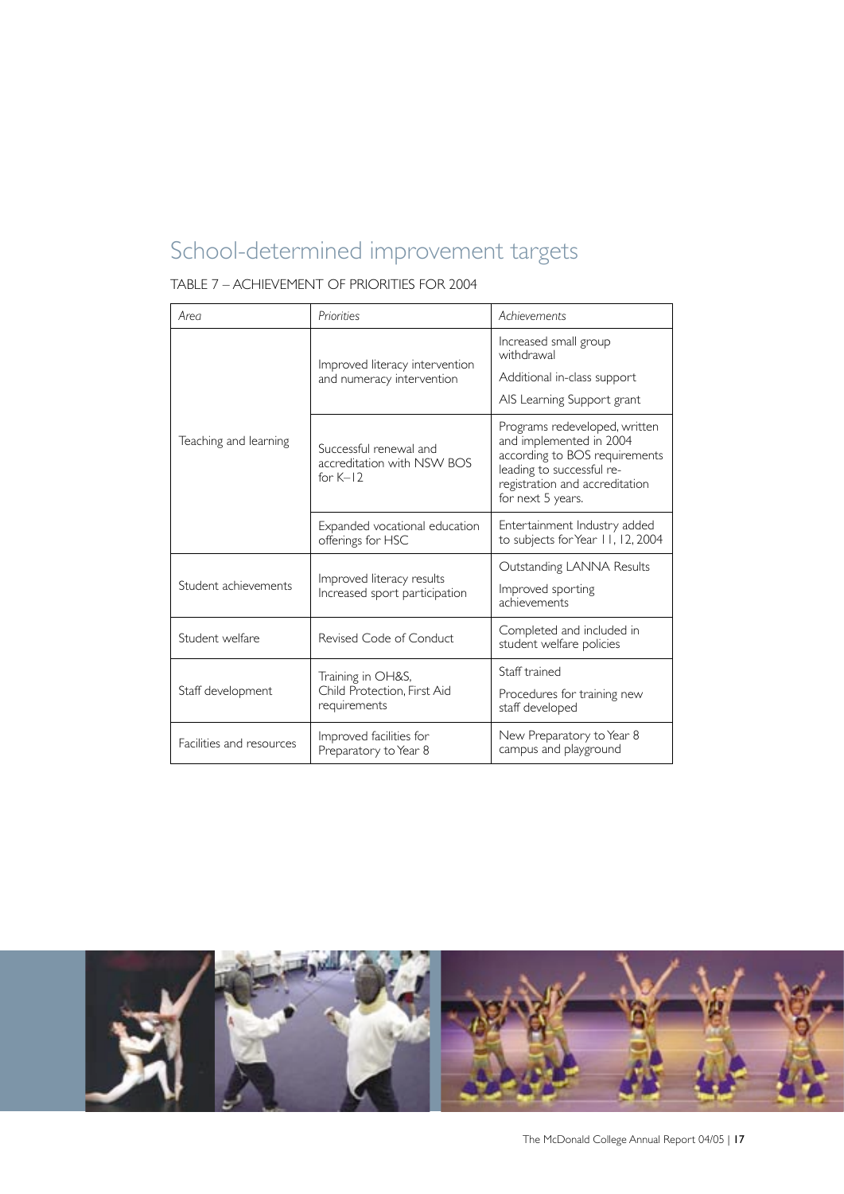# School-determined improvement targets

TABLE 7 – ACHIEVEMENT OF PRIORITIES FOR 2004

| *Area* | *Priorities* | *Achievements* |
|---|---|---|
| Teaching and learning | Improved literacy intervention and numeracy intervention | Increased small group withdrawal<br>Additional in-class support<br>AIS Learning Support grant |
| | Successful renewal and accreditation with NSW BOS for K–12 | Programs redeveloped, written and implemented in 2004 according to BOS requirements leading to successful re-registration and accreditation for next 5 years. |
| | Expanded vocational education offerings for HSC | Entertainment Industry added to subjects for Year 11, 12, 2004 |
| Student achievements | Improved literacy results<br>Increased sport participation | Outstanding LANNA Results<br>Improved sporting achievements |
| Student welfare | Revised Code of Conduct | Completed and included in student welfare policies |
| Staff development | Training in OH&S, Child Protection, First Aid requirements | Staff trained<br>Procedures for training new staff developed |
| Facilities and resources | Improved facilities for Preparatory to Year 8 | New Preparatory to Year 8 campus and playground |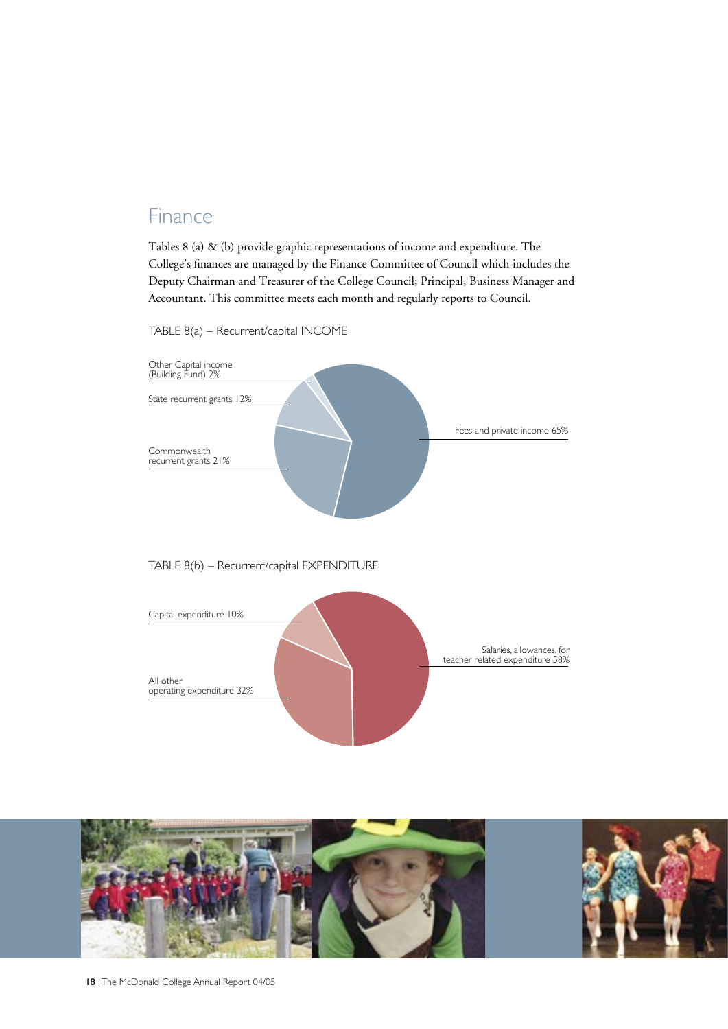## Finance

Tables 8 (a) & (b) provide graphic representations of income and expenditure. The College's finances are managed by the Finance Committee of Council which includes the Deputy Chairman and Treasurer of the College Council; Principal, Business Manager and Accountant. This committee meets each month and regularly reports to Council.

TABLE 8(a) – Recurrent/capital INCOME

Other Capital income (Building Fund) 2%

State recurrent grants 12%

Commonwealth recurrent grants 21%

Fees and private income 65%

TABLE 8(b) – Recurrent/capital EXPENDITURE

Capital expenditure 10%

All other operating expenditure 32%

Salaries, allowances, for teacher related expenditure 58%